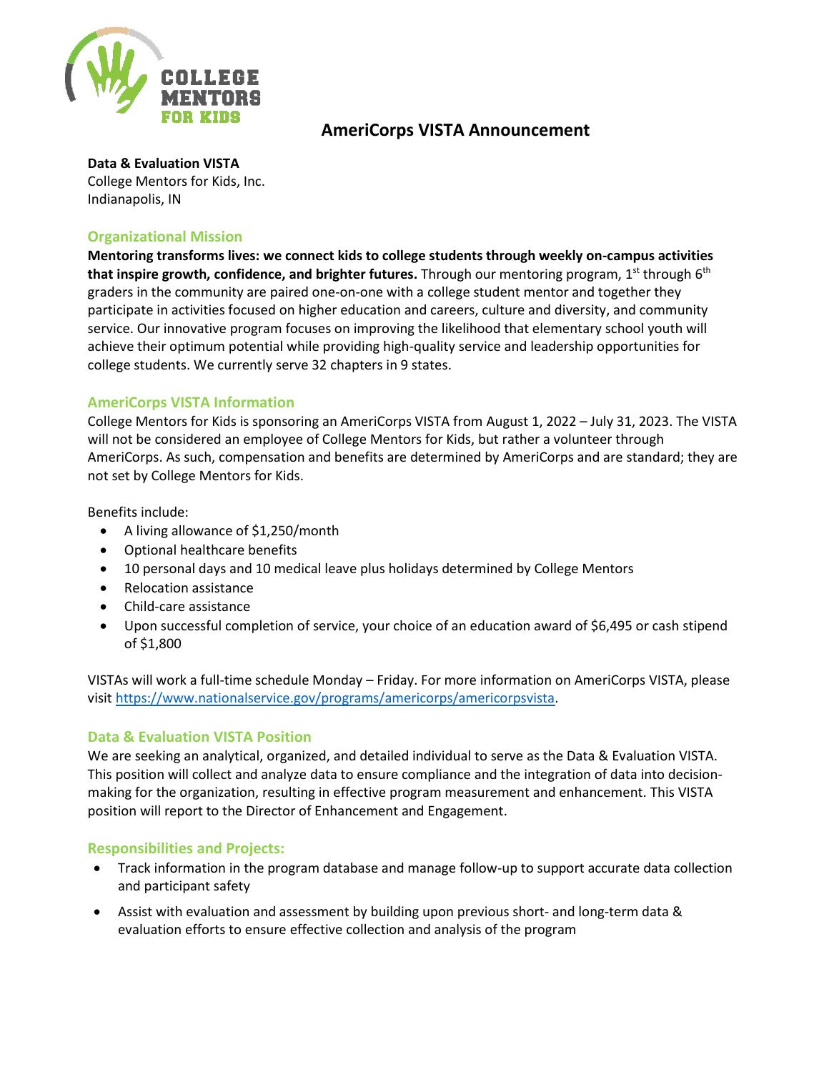COLLEGE MENTORS FOR KIDS

# AmeriCorps VISTA Announcement

**Data & Evaluation VISTA**
College Mentors for Kids, Inc.
Indianapolis, IN

## Organizational Mission

**Mentoring transforms lives: we connect kids to college students through weekly on-campus activities that inspire growth, confidence, and brighter futures.** Through our mentoring program, 1st through 6th graders in the community are paired one-on-one with a college student mentor and together they participate in activities focused on higher education and careers, culture and diversity, and community service. Our innovative program focuses on improving the likelihood that elementary school youth will achieve their optimum potential while providing high-quality service and leadership opportunities for college students. We currently serve 32 chapters in 9 states.

## AmeriCorps VISTA Information

College Mentors for Kids is sponsoring an AmeriCorps VISTA from August 1, 2022 – July 31, 2023. The VISTA will not be considered an employee of College Mentors for Kids, but rather a volunteer through AmeriCorps. As such, compensation and benefits are determined by AmeriCorps and are standard; they are not set by College Mentors for Kids.

Benefits include:

- A living allowance of $1,250/month
- Optional healthcare benefits
- 10 personal days and 10 medical leave plus holidays determined by College Mentors
- Relocation assistance
- Child-care assistance
- Upon successful completion of service, your choice of an education award of $6,495 or cash stipend of $1,800

VISTAs will work a full-time schedule Monday – Friday. For more information on AmeriCorps VISTA, please visit https://www.nationalservice.gov/programs/americorps/americorpsvista.

## Data & Evaluation VISTA Position

We are seeking an analytical, organized, and detailed individual to serve as the Data & Evaluation VISTA. This position will collect and analyze data to ensure compliance and the integration of data into decision-making for the organization, resulting in effective program measurement and enhancement. This VISTA position will report to the Director of Enhancement and Engagement.

## Responsibilities and Projects:

- Track information in the program database and manage follow-up to support accurate data collection and participant safety
- Assist with evaluation and assessment by building upon previous short- and long-term data & evaluation efforts to ensure effective collection and analysis of the program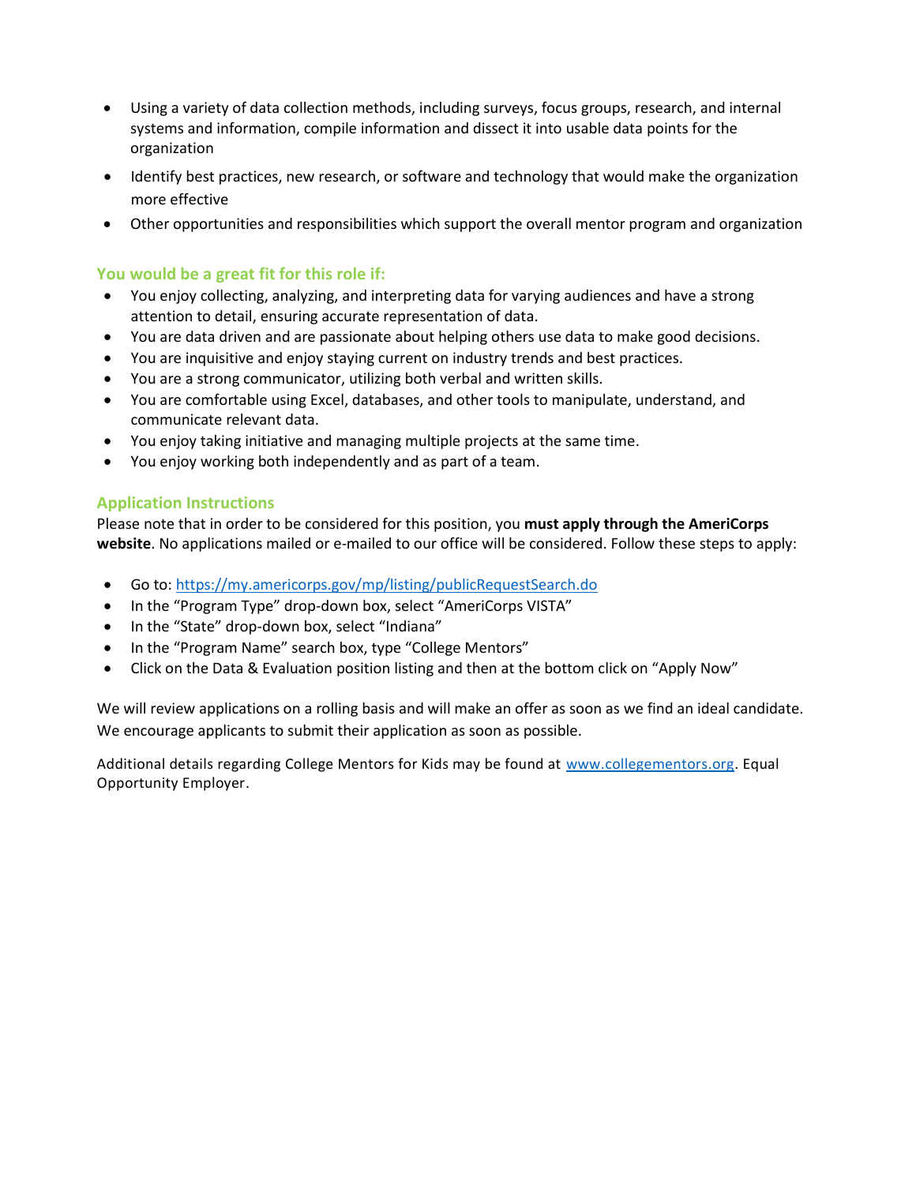- Using a variety of data collection methods, including surveys, focus groups, research, and internal systems and information, compile information and dissect it into usable data points for the organization
- Identify best practices, new research, or software and technology that would make the organization more effective
- Other opportunities and responsibilities which support the overall mentor program and organization

### You would be a great fit for this role if:

- You enjoy collecting, analyzing, and interpreting data for varying audiences and have a strong attention to detail, ensuring accurate representation of data.
- You are data driven and are passionate about helping others use data to make good decisions.
- You are inquisitive and enjoy staying current on industry trends and best practices.
- You are a strong communicator, utilizing both verbal and written skills.
- You are comfortable using Excel, databases, and other tools to manipulate, understand, and communicate relevant data.
- You enjoy taking initiative and managing multiple projects at the same time.
- You enjoy working both independently and as part of a team.

### Application Instructions

Please note that in order to be considered for this position, you **must apply through the AmeriCorps website**. No applications mailed or e-mailed to our office will be considered. Follow these steps to apply:

- Go to: [https://my.americorps.gov/mp/listing/publicRequestSearch.do](https://my.americorps.gov/mp/listing/publicRequestSearch.do)
- In the "Program Type" drop-down box, select "AmeriCorps VISTA"
- In the "State" drop-down box, select "Indiana"
- In the "Program Name" search box, type "College Mentors"
- Click on the Data & Evaluation position listing and then at the bottom click on "Apply Now"

We will review applications on a rolling basis and will make an offer as soon as we find an ideal candidate. We encourage applicants to submit their application as soon as possible.

Additional details regarding College Mentors for Kids may be found at [www.collegementors.org](http://www.collegementors.org). Equal Opportunity Employer.